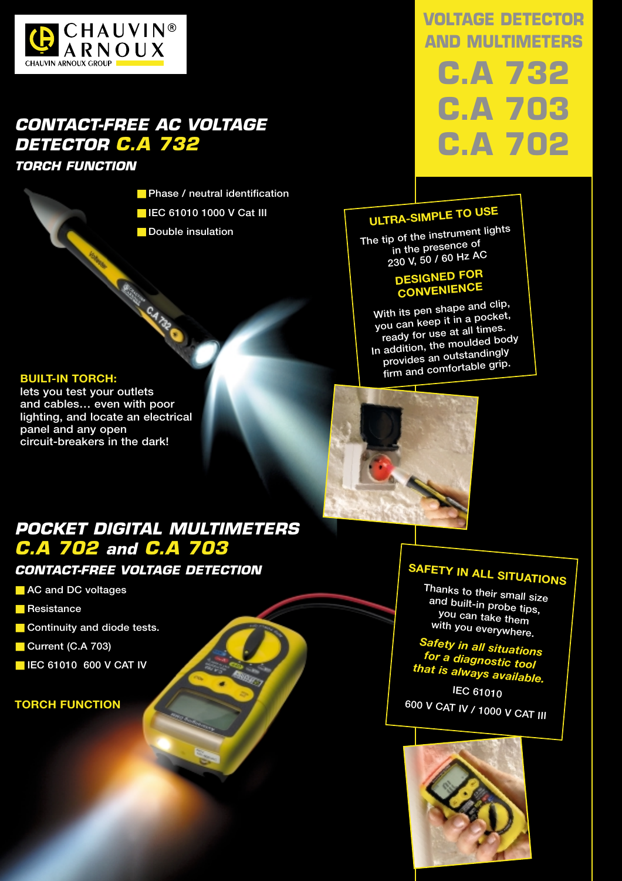CHAUVIN® ARNOUX
CHAUVIN ARNOUX GROUP

# VOLTAGE DETECTOR AND MULTIMETERS
# C.A 732
# C.A 703
# C.A 702

## CONTACT-FREE AC VOLTAGE DETECTOR C.A 732

### TORCH FUNCTION

- Phase / neutral identification
- IEC 61010 1000 V Cat III
- Double insulation

**BUILT-IN TORCH:**
lets you test your outlets and cables… even with poor lighting, and locate an electrical panel and any open circuit-breakers in the dark!

### ULTRA-SIMPLE TO USE

The tip of the instrument lights in the presence of 230 V, 50 / 60 Hz AC

### DESIGNED FOR CONVENIENCE

With its pen shape and clip, you can keep it in a pocket, ready for use at all times.
In addition, the moulded body provides an outstandingly firm and comfortable grip.

## POCKET DIGITAL MULTIMETERS C.A 702 and C.A 703

### CONTACT-FREE VOLTAGE DETECTION

- AC and DC voltages
- Resistance
- Continuity and diode tests.
- Current (C.A 703)
- IEC 61010 600 V CAT IV

**TORCH FUNCTION**

### SAFETY IN ALL SITUATIONS

Thanks to their small size and built-in probe tips, you can take them with you everywhere.

***Safety in all situations for a diagnostic tool that is always available.***

IEC 61010
600 V CAT IV / 1000 V CAT III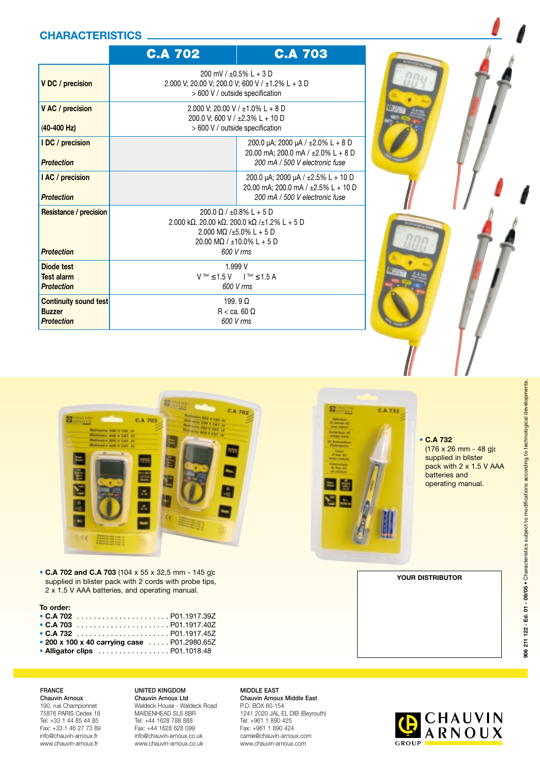## CHARACTERISTICS

| | C.A 702 | C.A 703 |
|---|---|---|
| V DC / precision | 200 mV / ±0.5% L + 3 D<br>2.000 V; 20.00 V; 200.0 V; 600 V / ±1.2% L + 3 D<br>> 600 V / outside specification | |
| V AC / precision<br>(40-400 Hz) | 2.000 V; 20.00 V / ±1.0% L + 8 D<br>200.0 V; 600 V / ±2.3% L + 10 D<br>> 600 V / outside specification | |
| I DC / precision<br>*Protection* | | 200.0 µA; 2000 µA / ±2.0% L + 8 D<br>20.00 mA; 200.0 mA / ±2.0% L + 8 D<br>*200 mA / 500 V electronic fuse* |
| I AC / precision<br>*Protection* | | 200.0 µA; 2000 µA / ±2.5% L + 10 D<br>20.00 mA; 200.0 mA / ±2.5% L + 10 D<br>*200 mA / 500 V electronic fuse* |
| Resistance / precision<br>*Protection* | 200.0 Ω / ±0.8% L + 5 D<br>2.000 kΩ. 20.00 kΩ. 200.0 kΩ /±1.2% L + 5 D<br>2.000 MΩ /±5.0% L + 5 D<br>20.00 MΩ / ±10.0% L + 5 D<br>*600 V rms* | |
| Diode test<br>Test alarm<br>*Protection* | 1.999 V<br>$V_{Test} \leq 1.5$ V  $I_{Test} \leq 1.5$ A<br>*600 V rms* | |
| Continuity sound test<br>Buzzer<br>*Protection* | 199. 9 Ω<br>R < ca. 60 Ω<br>*600 V rms* | |

- **C.A 732** (176 x 26 mm - 48 g)**:** supplied in blister pack with 2 x 1.5 V AAA batteries and operating manual.

- **C.A 702 and C.A 703** (104 x 55 x 32,5 mm - 145 g)**:** supplied in blister pack with 2 cords with probe tips, 2 x 1.5 V AAA batteries, and operating manual.

**To order:**
- **C.A 702** . . . . . . . . . . . . . . . . . . . . . . P01.1917.39Z
- **C.A 703** . . . . . . . . . . . . . . . . . . . . . . P01.1917.40Z
- **C.A 732** . . . . . . . . . . . . . . . . . . . . . . P01.1917.45Z
- **200 x 100 x 40 carrying case** . . . . . P01.2980.65Z
- **Alligator clips** . . . . . . . . . . . . . . . . . P01.1018.48

**YOUR DISTRIBUTOR**

**906 211 122 - Ed. 01 - 09/05** • Characteristics subject to modifications according to technological developments.

**FRANCE**
Chauvin Arnoux
190, rue Championnet
75876 PARIS Cedex 18
Tel: +33 1 44 85 44 85
Fax: +33 1 46 27 73 89
info@chauvin-arnoux.fr
www.chauvin-arnoux.fr

**UNITED KINGDOM**
Chauvin Arnoux Ltd
Waldeck House - Waldeck Road
MAIDENHEAD SL6 8BR
Tel: +44 1628 788 888
Fax: +44 1628 628 099
info@chauvin-arnoux.co.uk
www.chauvin-arnoux.co.uk

**MIDDLE EAST**
Chauvin Arnoux Middle East
P.O. BOX 60-154
1241 2020 JAL EL DIB (Beyrouth)
Tel: +961 1 890 425
Fax: +961 1 890 424
camie@chauvin-arnoux.com
www.chauvin-arnoux.com

CHAUVIN ARNOUX GROUP